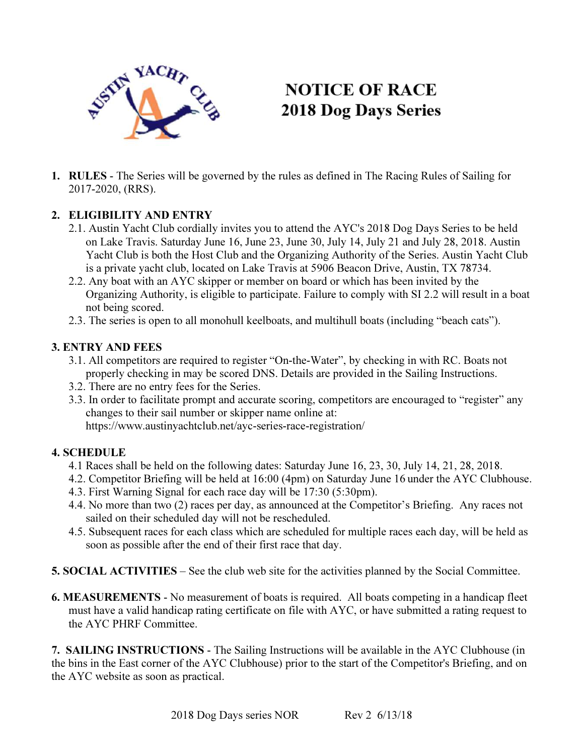# NOTICE OF RACE
# 2018 Dog Days Series

1. **RULES** - The Series will be governed by the rules as defined in The Racing Rules of Sailing for 2017-2020, (RRS).

2. **ELIGIBILITY AND ENTRY**
   - 2.1. Austin Yacht Club cordially invites you to attend the AYC's 2018 Dog Days Series to be held on Lake Travis. Saturday June 16, June 23, June 30, July 14, July 21 and July 28, 2018. Austin Yacht Club is both the Host Club and the Organizing Authority of the Series. Austin Yacht Club is a private yacht club, located on Lake Travis at 5906 Beacon Drive, Austin, TX 78734.
   - 2.2. Any boat with an AYC skipper or member on board or which has been invited by the Organizing Authority, is eligible to participate. Failure to comply with SI 2.2 will result in a boat not being scored.
   - 2.3. The series is open to all monohull keelboats, and multihull boats (including "beach cats").

**3. ENTRY AND FEES**
   - 3.1. All competitors are required to register "On-the-Water", by checking in with RC. Boats not properly checking in may be scored DNS. Details are provided in the Sailing Instructions.
   - 3.2. There are no entry fees for the Series.
   - 3.3. In order to facilitate prompt and accurate scoring, competitors are encouraged to "register" any changes to their sail number or skipper name online at: https://www.austinyachtclub.net/ayc-series-race-registration/

**4. SCHEDULE**
   - 4.1 Races shall be held on the following dates: Saturday June 16, 23, 30, July 14, 21, 28, 2018.
   - 4.2. Competitor Briefing will be held at 16:00 (4pm) on Saturday June 16 under the AYC Clubhouse.
   - 4.3. First Warning Signal for each race day will be 17:30 (5:30pm).
   - 4.4. No more than two (2) races per day, as announced at the Competitor's Briefing. Any races not sailed on their scheduled day will not be rescheduled.
   - 4.5. Subsequent races for each class which are scheduled for multiple races each day, will be held as soon as possible after the end of their first race that day.

**5. SOCIAL ACTIVITIES** – See the club web site for the activities planned by the Social Committee.

**6. MEASUREMENTS** - No measurement of boats is required. All boats competing in a handicap fleet must have a valid handicap rating certificate on file with AYC, or have submitted a rating request to the AYC PHRF Committee.

**7. SAILING INSTRUCTIONS** - The Sailing Instructions will be available in the AYC Clubhouse (in the bins in the East corner of the AYC Clubhouse) prior to the start of the Competitor's Briefing, and on the AYC website as soon as practical.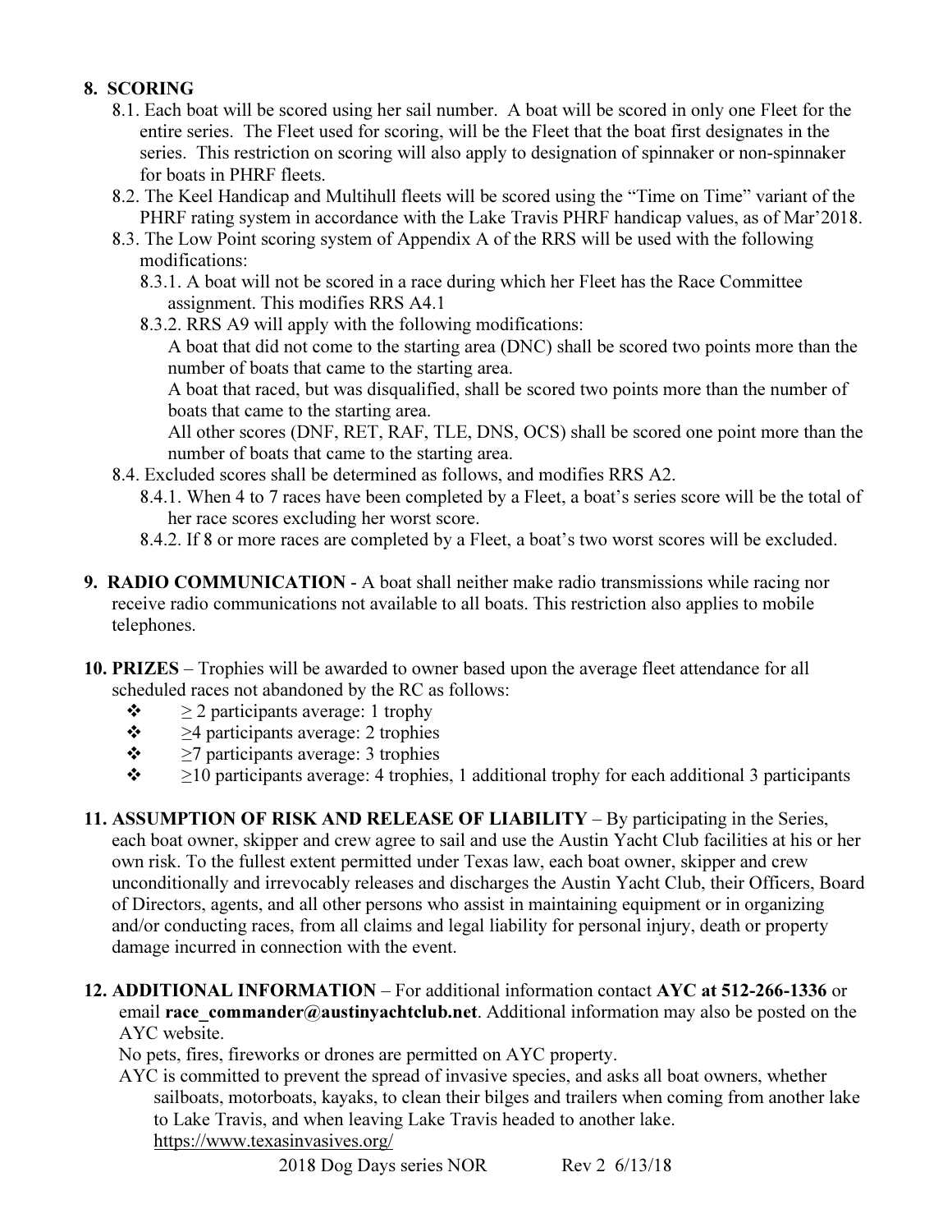## 8. SCORING

8.1. Each boat will be scored using her sail number. A boat will be scored in only one Fleet for the entire series. The Fleet used for scoring, will be the Fleet that the boat first designates in the series. This restriction on scoring will also apply to designation of spinnaker or non-spinnaker for boats in PHRF fleets.

8.2. The Keel Handicap and Multihull fleets will be scored using the "Time on Time" variant of the PHRF rating system in accordance with the Lake Travis PHRF handicap values, as of Mar'2018.

8.3. The Low Point scoring system of Appendix A of the RRS will be used with the following modifications:

8.3.1. A boat will not be scored in a race during which her Fleet has the Race Committee assignment. This modifies RRS A4.1

8.3.2. RRS A9 will apply with the following modifications:

A boat that did not come to the starting area (DNC) shall be scored two points more than the number of boats that came to the starting area.

A boat that raced, but was disqualified, shall be scored two points more than the number of boats that came to the starting area.

All other scores (DNF, RET, RAF, TLE, DNS, OCS) shall be scored one point more than the number of boats that came to the starting area.

8.4. Excluded scores shall be determined as follows, and modifies RRS A2.

8.4.1. When 4 to 7 races have been completed by a Fleet, a boat's series score will be the total of her race scores excluding her worst score.

8.4.2. If 8 or more races are completed by a Fleet, a boat's two worst scores will be excluded.

**9. RADIO COMMUNICATION** - A boat shall neither make radio transmissions while racing nor receive radio communications not available to all boats. This restriction also applies to mobile telephones.

**10. PRIZES** – Trophies will be awarded to owner based upon the average fleet attendance for all scheduled races not abandoned by the RC as follows:

- $\geq 2$ participants average: 1 trophy
- $\geq 4$ participants average: 2 trophies
- $\geq 7$ participants average: 3 trophies
- $\geq 10$ participants average: 4 trophies, 1 additional trophy for each additional 3 participants

**11. ASSUMPTION OF RISK AND RELEASE OF LIABILITY** – By participating in the Series, each boat owner, skipper and crew agree to sail and use the Austin Yacht Club facilities at his or her own risk. To the fullest extent permitted under Texas law, each boat owner, skipper and crew unconditionally and irrevocably releases and discharges the Austin Yacht Club, their Officers, Board of Directors, agents, and all other persons who assist in maintaining equipment or in organizing and/or conducting races, from all claims and legal liability for personal injury, death or property damage incurred in connection with the event.

**12. ADDITIONAL INFORMATION** – For additional information contact **AYC at 512-266-1336** or email **race_commander@austinyachtclub.net**. Additional information may also be posted on the AYC website.

No pets, fires, fireworks or drones are permitted on AYC property.

AYC is committed to prevent the spread of invasive species, and asks all boat owners, whether sailboats, motorboats, kayaks, to clean their bilges and trailers when coming from another lake to Lake Travis, and when leaving Lake Travis headed to another lake.
https://www.texasinvasives.org/